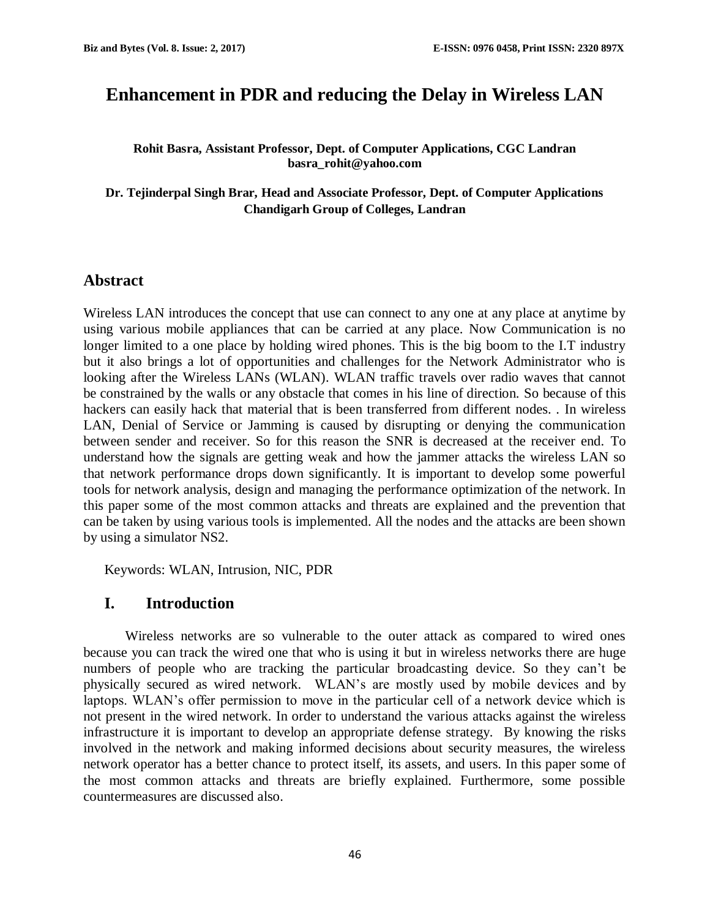# Enhancement in PDR and reducing the Delay in Wireless LAN

**Rohit Basra, Assistant Professor, Dept. of Computer Applications, CGC Landran**
**basra_rohit@yahoo.com**

**Dr. Tejinderpal Singh Brar, Head and Associate Professor, Dept. of Computer Applications**
**Chandigarh Group of Colleges, Landran**

## Abstract

Wireless LAN introduces the concept that use can connect to any one at any place at anytime by using various mobile appliances that can be carried at any place. Now Communication is no longer limited to a one place by holding wired phones. This is the big boom to the I.T industry but it also brings a lot of opportunities and challenges for the Network Administrator who is looking after the Wireless LANs (WLAN). WLAN traffic travels over radio waves that cannot be constrained by the walls or any obstacle that comes in his line of direction. So because of this hackers can easily hack that material that is been transferred from different nodes. . In wireless LAN, Denial of Service or Jamming is caused by disrupting or denying the communication between sender and receiver. So for this reason the SNR is decreased at the receiver end. To understand how the signals are getting weak and how the jammer attacks the wireless LAN so that network performance drops down significantly. It is important to develop some powerful tools for network analysis, design and managing the performance optimization of the network. In this paper some of the most common attacks and threats are explained and the prevention that can be taken by using various tools is implemented. All the nodes and the attacks are been shown by using a simulator NS2.

Keywords: WLAN, Intrusion, NIC, PDR

## I. Introduction

Wireless networks are so vulnerable to the outer attack as compared to wired ones because you can track the wired one that who is using it but in wireless networks there are huge numbers of people who are tracking the particular broadcasting device. So they can't be physically secured as wired network. WLAN's are mostly used by mobile devices and by laptops. WLAN's offer permission to move in the particular cell of a network device which is not present in the wired network. In order to understand the various attacks against the wireless infrastructure it is important to develop an appropriate defense strategy. By knowing the risks involved in the network and making informed decisions about security measures, the wireless network operator has a better chance to protect itself, its assets, and users. In this paper some of the most common attacks and threats are briefly explained. Furthermore, some possible countermeasures are discussed also.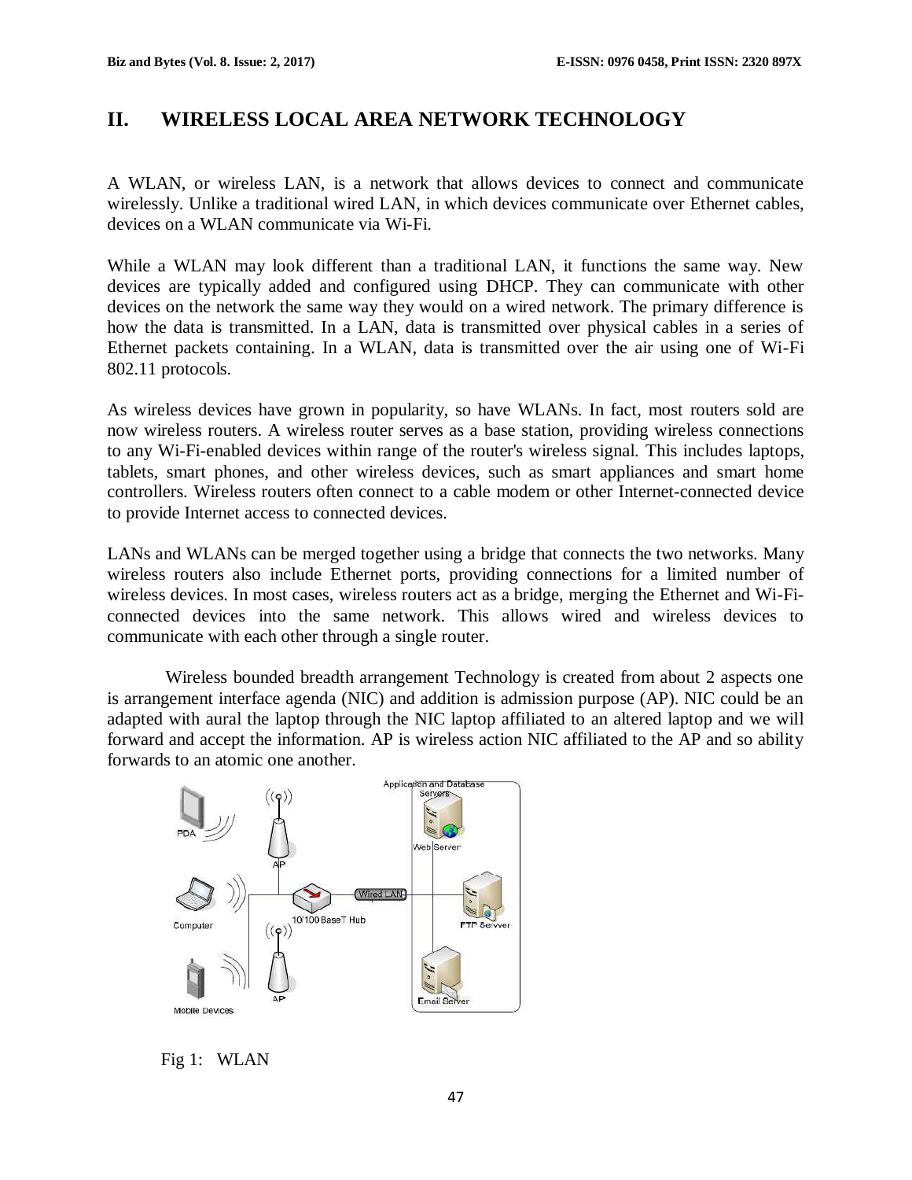## II. WIRELESS LOCAL AREA NETWORK TECHNOLOGY

A WLAN, or wireless LAN, is a network that allows devices to connect and communicate wirelessly. Unlike a traditional wired LAN, in which devices communicate over Ethernet cables, devices on a WLAN communicate via Wi-Fi.

While a WLAN may look different than a traditional LAN, it functions the same way. New devices are typically added and configured using DHCP. They can communicate with other devices on the network the same way they would on a wired network. The primary difference is how the data is transmitted. In a LAN, data is transmitted over physical cables in a series of Ethernet packets containing. In a WLAN, data is transmitted over the air using one of Wi-Fi 802.11 protocols.

As wireless devices have grown in popularity, so have WLANs. In fact, most routers sold are now wireless routers. A wireless router serves as a base station, providing wireless connections to any Wi-Fi-enabled devices within range of the router's wireless signal. This includes laptops, tablets, smart phones, and other wireless devices, such as smart appliances and smart home controllers. Wireless routers often connect to a cable modem or other Internet-connected device to provide Internet access to connected devices.

LANs and WLANs can be merged together using a bridge that connects the two networks. Many wireless routers also include Ethernet ports, providing connections for a limited number of wireless devices. In most cases, wireless routers act as a bridge, merging the Ethernet and Wi-Fi-connected devices into the same network. This allows wired and wireless devices to communicate with each other through a single router.

Wireless bounded breadth arrangement Technology is created from about 2 aspects one is arrangement interface agenda (NIC) and addition is admission purpose (AP). NIC could be an adapted with aural the laptop through the NIC laptop affiliated to an altered laptop and we will forward and accept the information. AP is wireless action NIC affiliated to the AP and so ability forwards to an atomic one another.

Fig 1: WLAN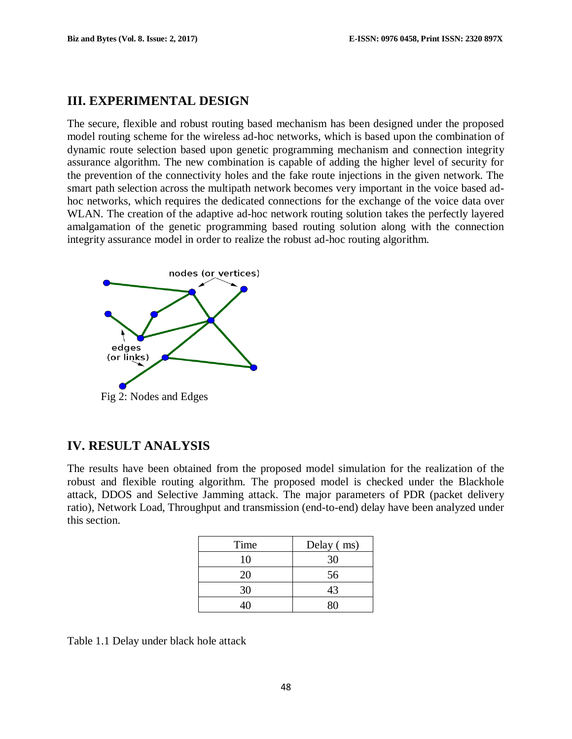## III. EXPERIMENTAL DESIGN

The secure, flexible and robust routing based mechanism has been designed under the proposed model routing scheme for the wireless ad-hoc networks, which is based upon the combination of dynamic route selection based upon genetic programming mechanism and connection integrity assurance algorithm. The new combination is capable of adding the higher level of security for the prevention of the connectivity holes and the fake route injections in the given network. The smart path selection across the multipath network becomes very important in the voice based ad-hoc networks, which requires the dedicated connections for the exchange of the voice data over WLAN. The creation of the adaptive ad-hoc network routing solution takes the perfectly layered amalgamation of the genetic programming based routing solution along with the connection integrity assurance model in order to realize the robust ad-hoc routing algorithm.

Fig 2: Nodes and Edges

## IV. RESULT ANALYSIS

The results have been obtained from the proposed model simulation for the realization of the robust and flexible routing algorithm. The proposed model is checked under the Blackhole attack, DDOS and Selective Jamming attack. The major parameters of PDR (packet delivery ratio), Network Load, Throughput and transmission (end-to-end) delay have been analyzed under this section.

| Time | Delay ( ms) |
|---|---|
| 10 | 30 |
| 20 | 56 |
| 30 | 43 |
| 40 | 80 |

Table 1.1 Delay under black hole attack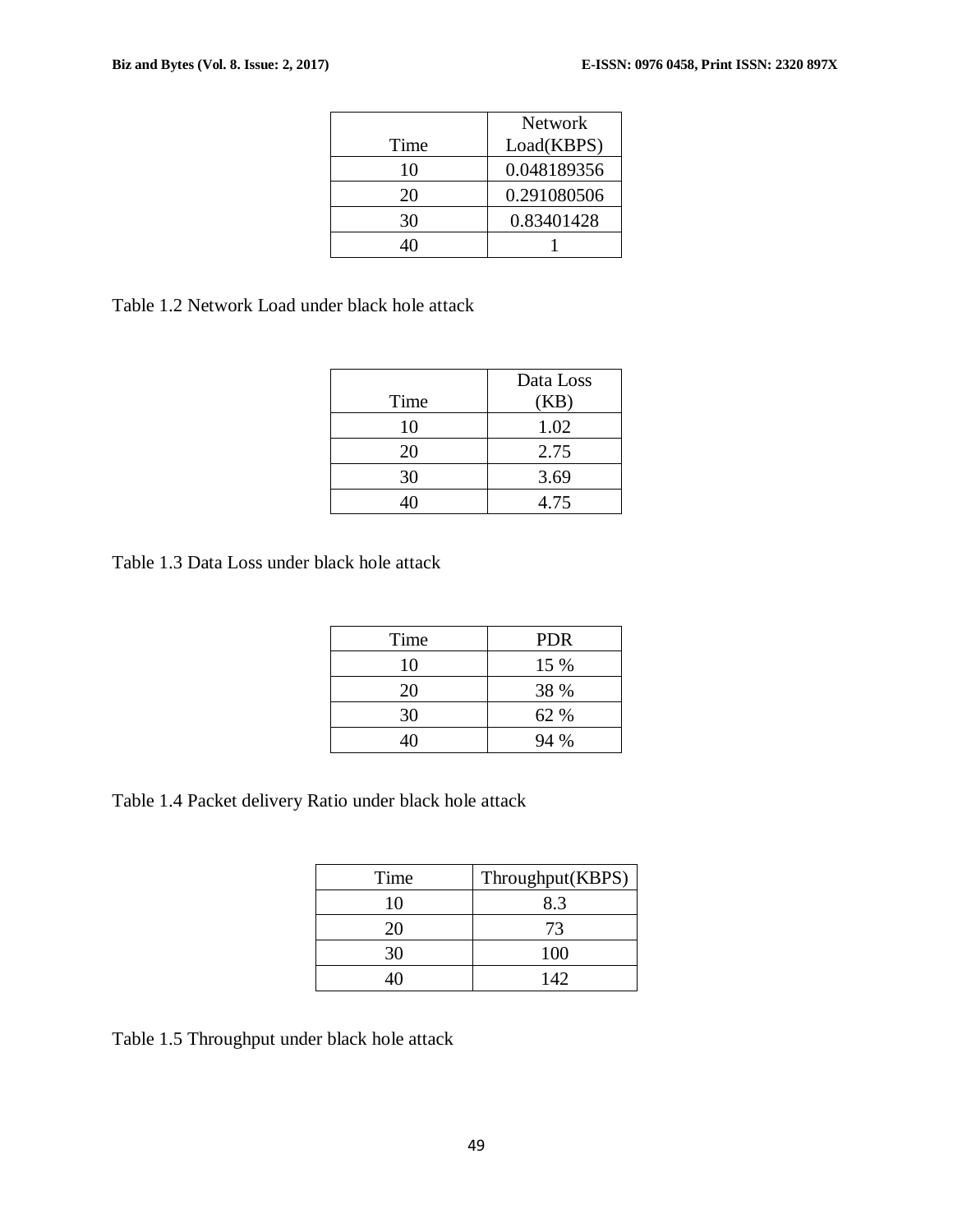| Time | Network Load(KBPS) |
| --- | --- |
| 10 | 0.048189356 |
| 20 | 0.291080506 |
| 30 | 0.83401428 |
| 40 | 1 |

Table 1.2 Network Load under black hole attack

| Time | Data Loss (KB) |
| --- | --- |
| 10 | 1.02 |
| 20 | 2.75 |
| 30 | 3.69 |
| 40 | 4.75 |

Table 1.3 Data Loss under black hole attack

| Time | PDR |
| --- | --- |
| 10 | 15 % |
| 20 | 38 % |
| 30 | 62 % |
| 40 | 94 % |

Table 1.4 Packet delivery Ratio under black hole attack

| Time | Throughput(KBPS) |
| --- | --- |
| 10 | 8.3 |
| 20 | 73 |
| 30 | 100 |
| 40 | 142 |

Table 1.5 Throughput under black hole attack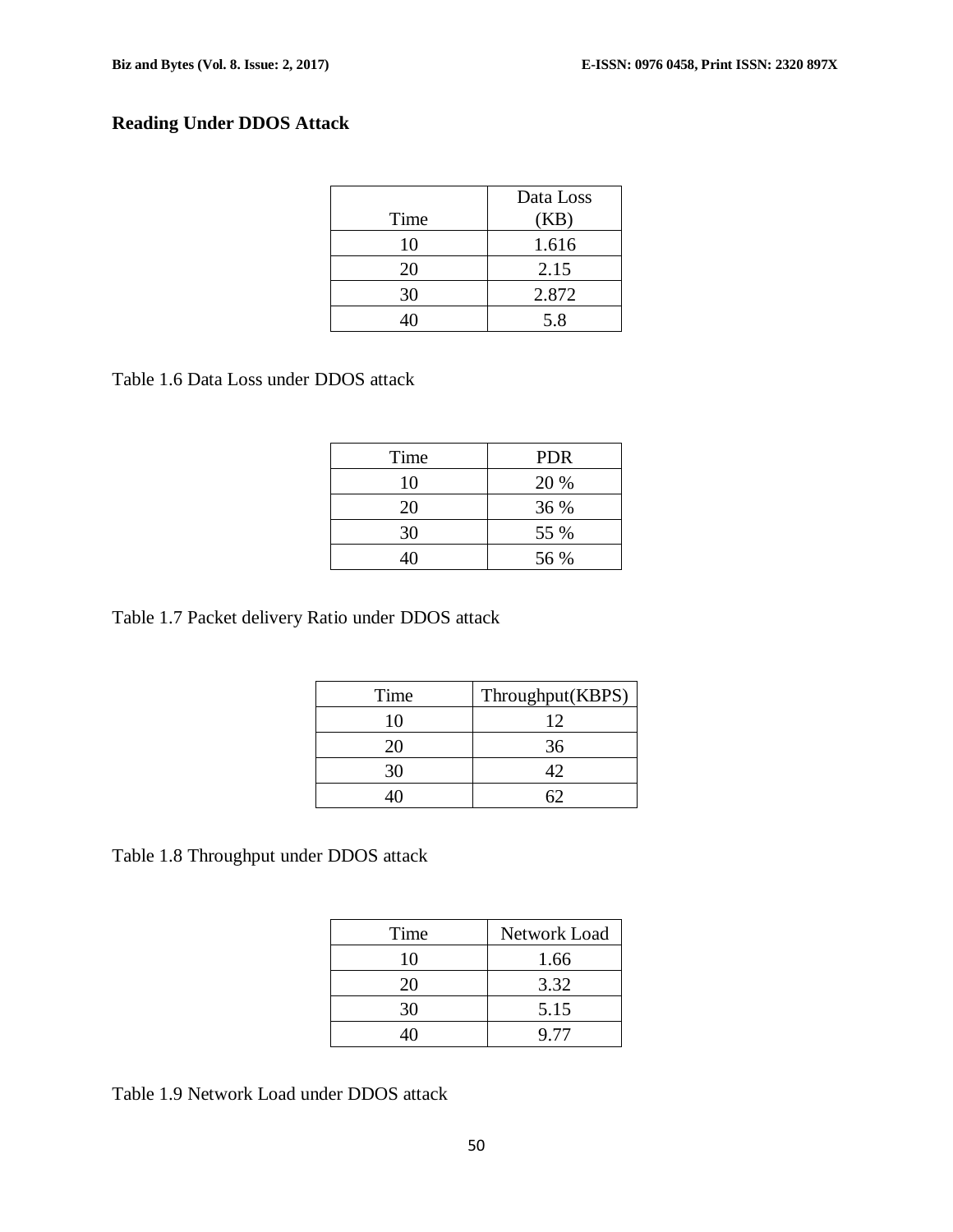### Reading Under DDOS Attack

| Time | Data Loss (KB) |
|---|---|
| 10 | 1.616 |
| 20 | 2.15 |
| 30 | 2.872 |
| 40 | 5.8 |

Table 1.6 Data Loss under DDOS attack

| Time | PDR |
|---|---|
| 10 | 20 % |
| 20 | 36 % |
| 30 | 55 % |
| 40 | 56 % |

Table 1.7 Packet delivery Ratio under DDOS attack

| Time | Throughput(KBPS) |
|---|---|
| 10 | 12 |
| 20 | 36 |
| 30 | 42 |
| 40 | 62 |

Table 1.8 Throughput under DDOS attack

| Time | Network Load |
|---|---|
| 10 | 1.66 |
| 20 | 3.32 |
| 30 | 5.15 |
| 40 | 9.77 |

Table 1.9 Network Load under DDOS attack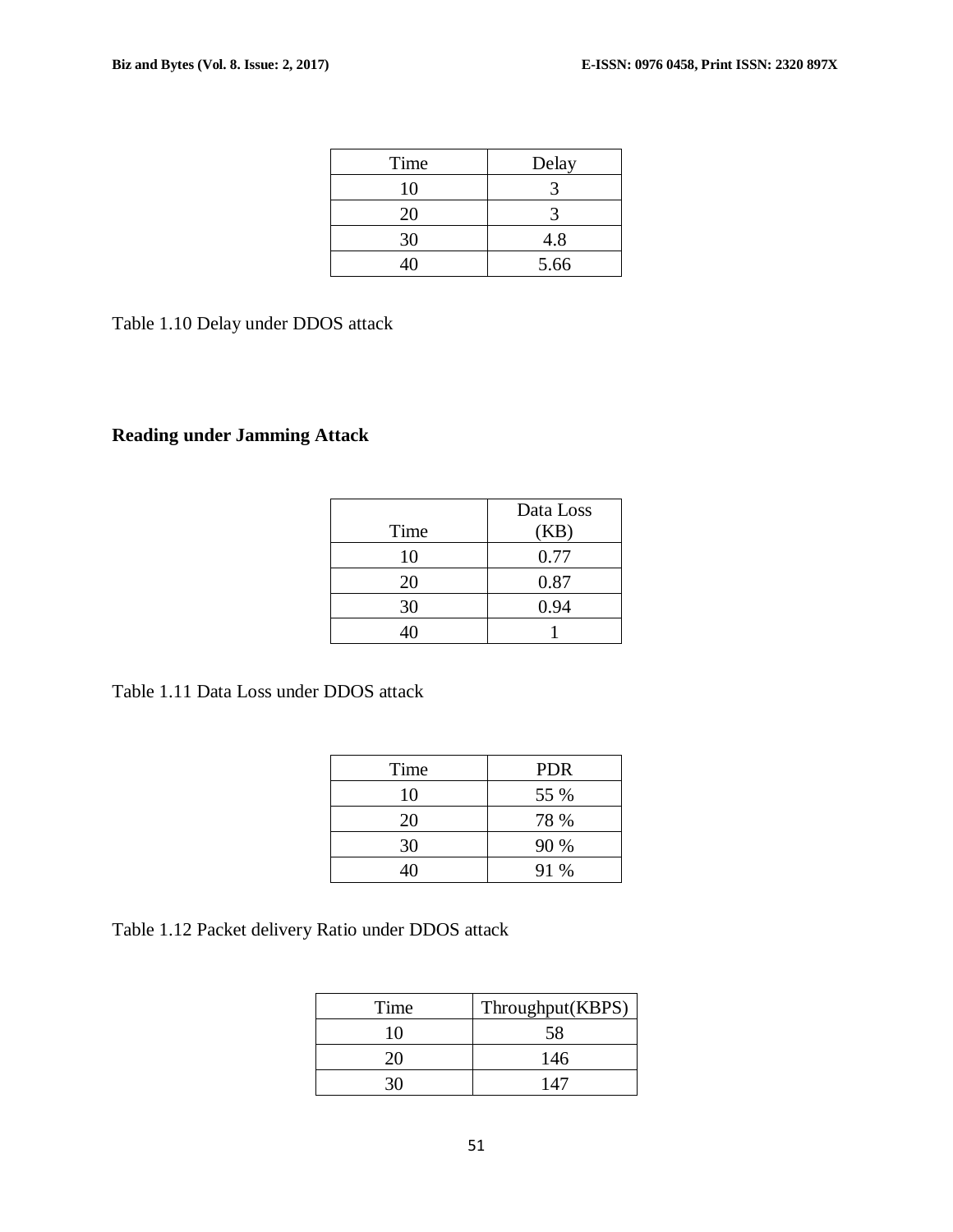| Time | Delay |
|---|---|
| 10 | 3 |
| 20 | 3 |
| 30 | 4.8 |
| 40 | 5.66 |

Table 1.10 Delay under DDOS attack

**Reading under Jamming Attack**

| Time | Data Loss (KB) |
|---|---|
| 10 | 0.77 |
| 20 | 0.87 |
| 30 | 0.94 |
| 40 | 1 |

Table 1.11 Data Loss under DDOS attack

| Time | PDR |
|---|---|
| 10 | 55 % |
| 20 | 78 % |
| 30 | 90 % |
| 40 | 91 % |

Table 1.12 Packet delivery Ratio under DDOS attack

| Time | Throughput(KBPS) |
|---|---|
| 10 | 58 |
| 20 | 146 |
| 30 | 147 |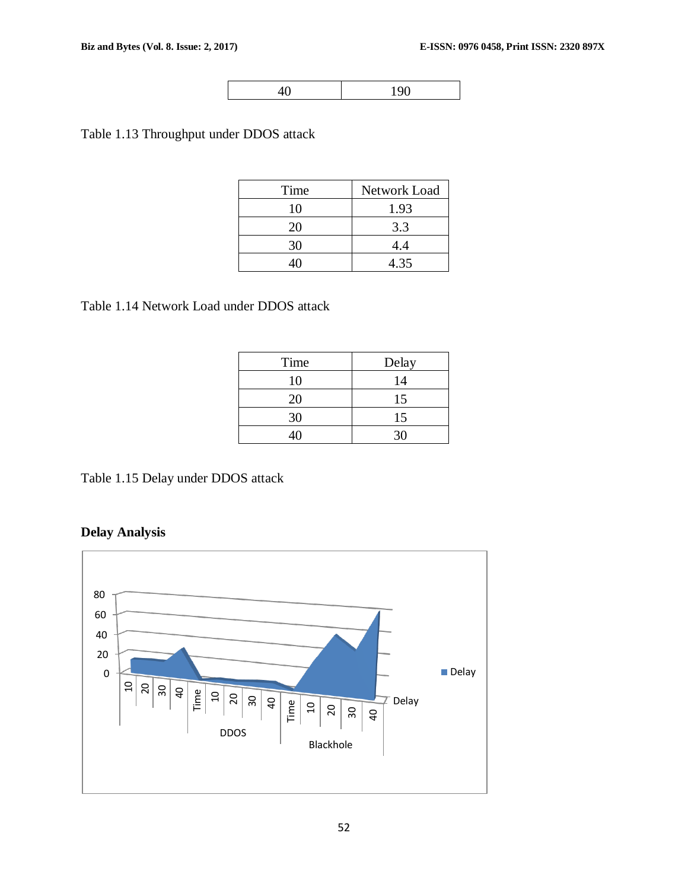| 40 | 190 |
| --- | --- |

Table 1.13 Throughput under DDOS attack

| Time | Network Load |
| --- | --- |
| 10 | 1.93 |
| 20 | 3.3 |
| 30 | 4.4 |
| 40 | 4.35 |

Table 1.14 Network Load under DDOS attack

| Time | Delay |
| --- | --- |
| 10 | 14 |
| 20 | 15 |
| 30 | 15 |
| 40 | 30 |

Table 1.15 Delay under DDOS attack

**Delay Analysis**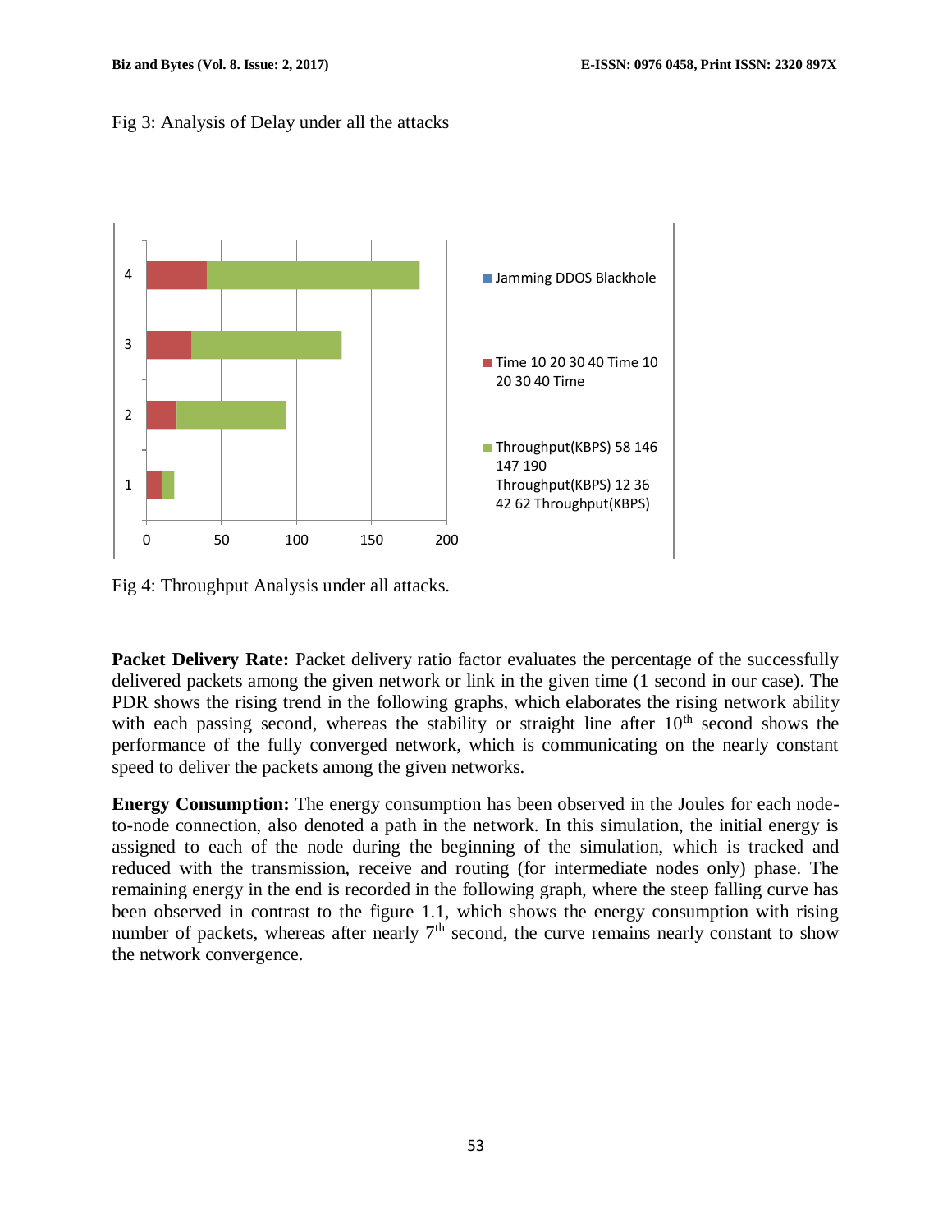Fig 3: Analysis of Delay under all the attacks

Fig 4: Throughput Analysis under all attacks.

**Packet Delivery Rate:** Packet delivery ratio factor evaluates the percentage of the successfully delivered packets among the given network or link in the given time (1 second in our case). The PDR shows the rising trend in the following graphs, which elaborates the rising network ability with each passing second, whereas the stability or straight line after 10th second shows the performance of the fully converged network, which is communicating on the nearly constant speed to deliver the packets among the given networks.

**Energy Consumption:** The energy consumption has been observed in the Joules for each node-to-node connection, also denoted a path in the network. In this simulation, the initial energy is assigned to each of the node during the beginning of the simulation, which is tracked and reduced with the transmission, receive and routing (for intermediate nodes only) phase. The remaining energy in the end is recorded in the following graph, where the steep falling curve has been observed in contrast to the figure 1.1, which shows the energy consumption with rising number of packets, whereas after nearly 7th second, the curve remains nearly constant to show the network convergence.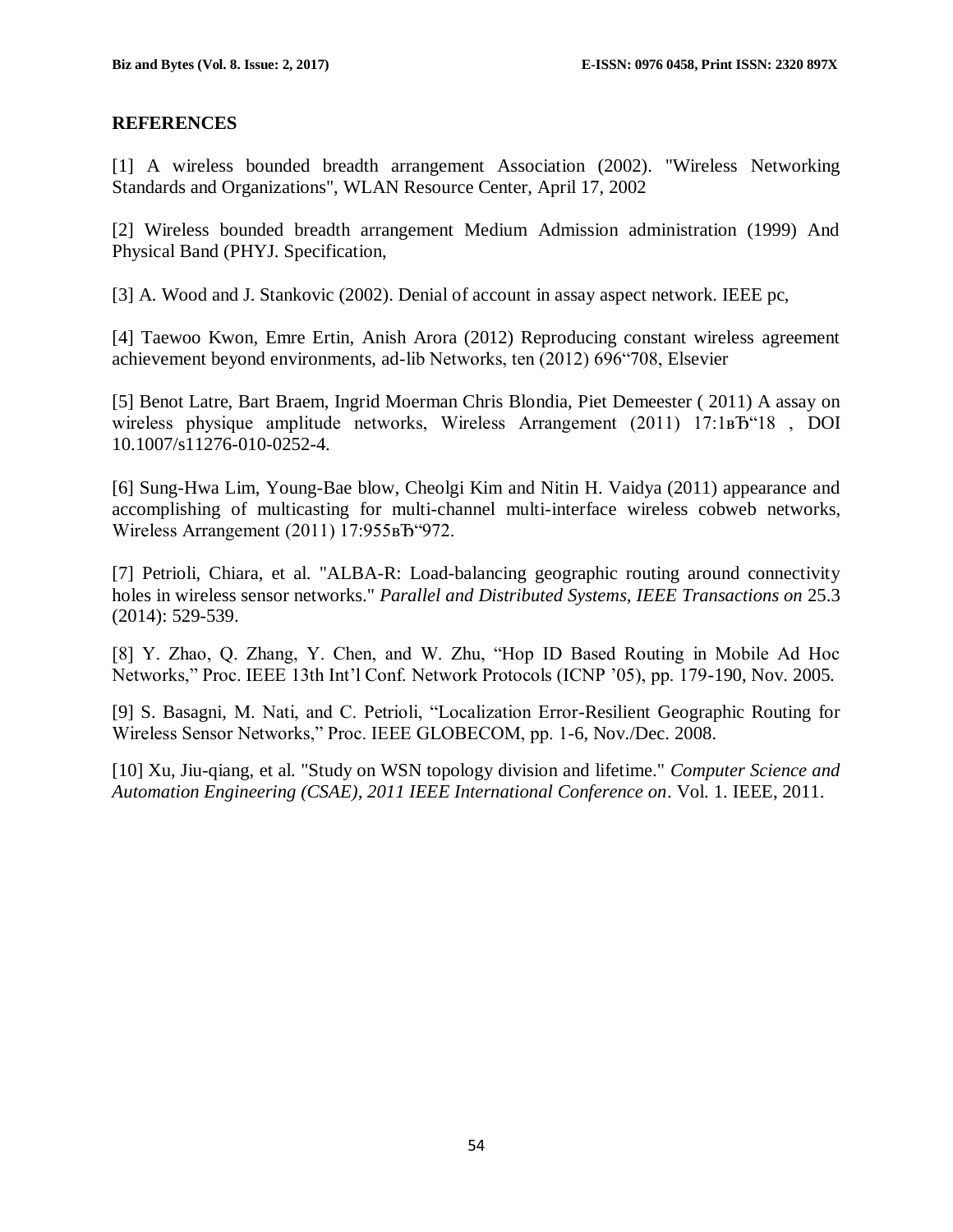## REFERENCES

[1] A wireless bounded breadth arrangement Association (2002). "Wireless Networking Standards and Organizations", WLAN Resource Center, April 17, 2002

[2] Wireless bounded breadth arrangement Medium Admission administration (1999) And Physical Band (PHYJ. Specification,

[3] A. Wood and J. Stankovic (2002). Denial of account in assay aspect network. IEEE pc,

[4] Taewoo Kwon, Emre Ertin, Anish Arora (2012) Reproducing constant wireless agreement achievement beyond environments, ad-lib Networks, ten (2012) 696"708, Elsevier

[5] Benot Latre, Bart Braem, Ingrid Moerman Chris Blondia, Piet Demeester ( 2011) A assay on wireless physique amplitude networks, Wireless Arrangement (2011) 17:1вЂ"18 , DOI 10.1007/s11276-010-0252-4.

[6] Sung-Hwa Lim, Young-Bae blow, Cheolgi Kim and Nitin H. Vaidya (2011) appearance and accomplishing of multicasting for multi-channel multi-interface wireless cobweb networks, Wireless Arrangement (2011) 17:955вЂ"972.

[7] Petrioli, Chiara, et al. "ALBA-R: Load-balancing geographic routing around connectivity holes in wireless sensor networks." *Parallel and Distributed Systems, IEEE Transactions on* 25.3 (2014): 529-539.

[8] Y. Zhao, Q. Zhang, Y. Chen, and W. Zhu, "Hop ID Based Routing in Mobile Ad Hoc Networks," Proc. IEEE 13th Int'l Conf. Network Protocols (ICNP '05), pp. 179-190, Nov. 2005.

[9] S. Basagni, M. Nati, and C. Petrioli, "Localization Error-Resilient Geographic Routing for Wireless Sensor Networks," Proc. IEEE GLOBECOM, pp. 1-6, Nov./Dec. 2008.

[10] Xu, Jiu-qiang, et al. "Study on WSN topology division and lifetime." *Computer Science and Automation Engineering (CSAE), 2011 IEEE International Conference on*. Vol. 1. IEEE, 2011.